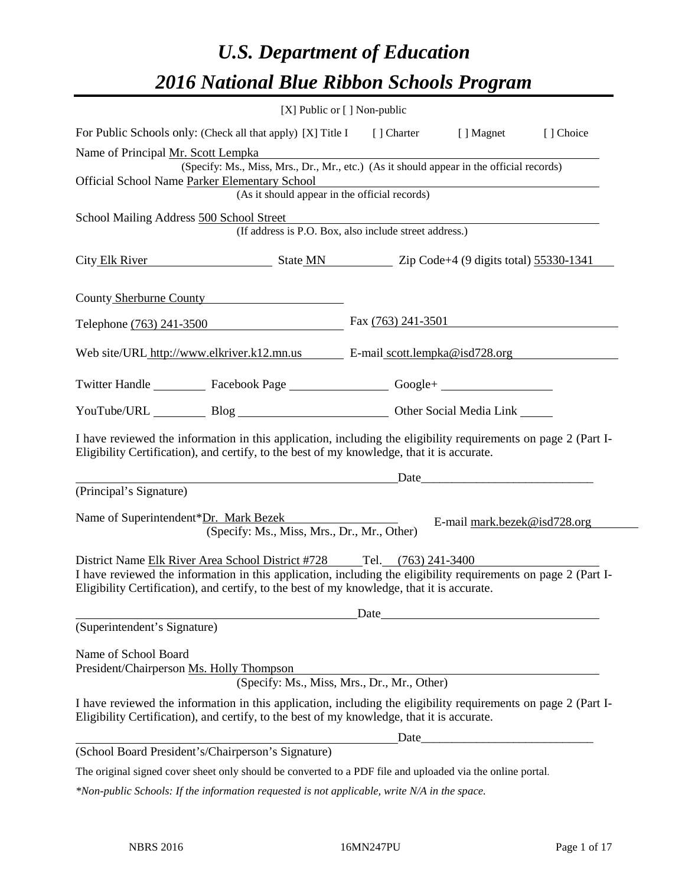# *U.S. Department of Education*
# *2016 National Blue Ribbon Schools Program*

[X] Public or [ ] Non-public

For Public Schools only: (Check all that apply) [X] Title I [ ] Charter [ ] Magnet [ ] Choice

Name of Principal Mr. Scott Lempka
(Specify: Ms., Miss, Mrs., Dr., Mr., etc.) (As it should appear in the official records)

Official School Name Parker Elementary School
(As it should appear in the official records)

School Mailing Address 500 School Street
(If address is P.O. Box, also include street address.)

City Elk River State MN Zip Code+4 (9 digits total) 55330-1341

County Sherburne County

Telephone (763) 241-3500 Fax (763) 241-3501

Web site/URL http://www.elkriver.k12.mn.us E-mail scott.lempka@isd728.org

Twitter Handle \_\_\_\_\_\_\_\_ Facebook Page \_\_\_\_\_\_\_\_ Google+ \_\_\_\_\_\_\_\_

YouTube/URL \_\_\_\_\_\_\_\_ Blog \_\_\_\_\_\_\_\_ Other Social Media Link \_\_\_\_\_\_\_\_

I have reviewed the information in this application, including the eligibility requirements on page 2 (Part I-Eligibility Certification), and certify, to the best of my knowledge, that it is accurate.

\_\_\_\_\_\_\_\_\_\_\_\_\_\_\_\_\_\_\_\_\_\_\_\_ Date\_\_\_\_\_\_\_\_\_\_\_\_\_\_\_\_\_\_\_\_\_\_\_\_
(Principal's Signature)

Name of Superintendent*Dr. Mark Bezek E-mail mark.bezek@isd728.org
(Specify: Ms., Miss, Mrs., Dr., Mr., Other)

District Name Elk River Area School District #728 Tel. (763) 241-3400

I have reviewed the information in this application, including the eligibility requirements on page 2 (Part I-Eligibility Certification), and certify, to the best of my knowledge, that it is accurate.

\_\_\_\_\_\_\_\_\_\_\_\_\_\_\_\_\_\_\_\_\_\_\_\_ Date\_\_\_\_\_\_\_\_\_\_\_\_\_\_\_\_\_\_\_\_\_\_\_\_
(Superintendent's Signature)

Name of School Board
President/Chairperson Ms. Holly Thompson
(Specify: Ms., Miss, Mrs., Dr., Mr., Other)

I have reviewed the information in this application, including the eligibility requirements on page 2 (Part I-Eligibility Certification), and certify, to the best of my knowledge, that it is accurate.

\_\_\_\_\_\_\_\_\_\_\_\_\_\_\_\_\_\_\_\_\_\_\_\_ Date\_\_\_\_\_\_\_\_\_\_\_\_\_\_\_\_\_\_\_\_\_\_\_\_
(School Board President's/Chairperson's Signature)

The original signed cover sheet only should be converted to a PDF file and uploaded via the online portal.

*\*Non-public Schools: If the information requested is not applicable, write N/A in the space.*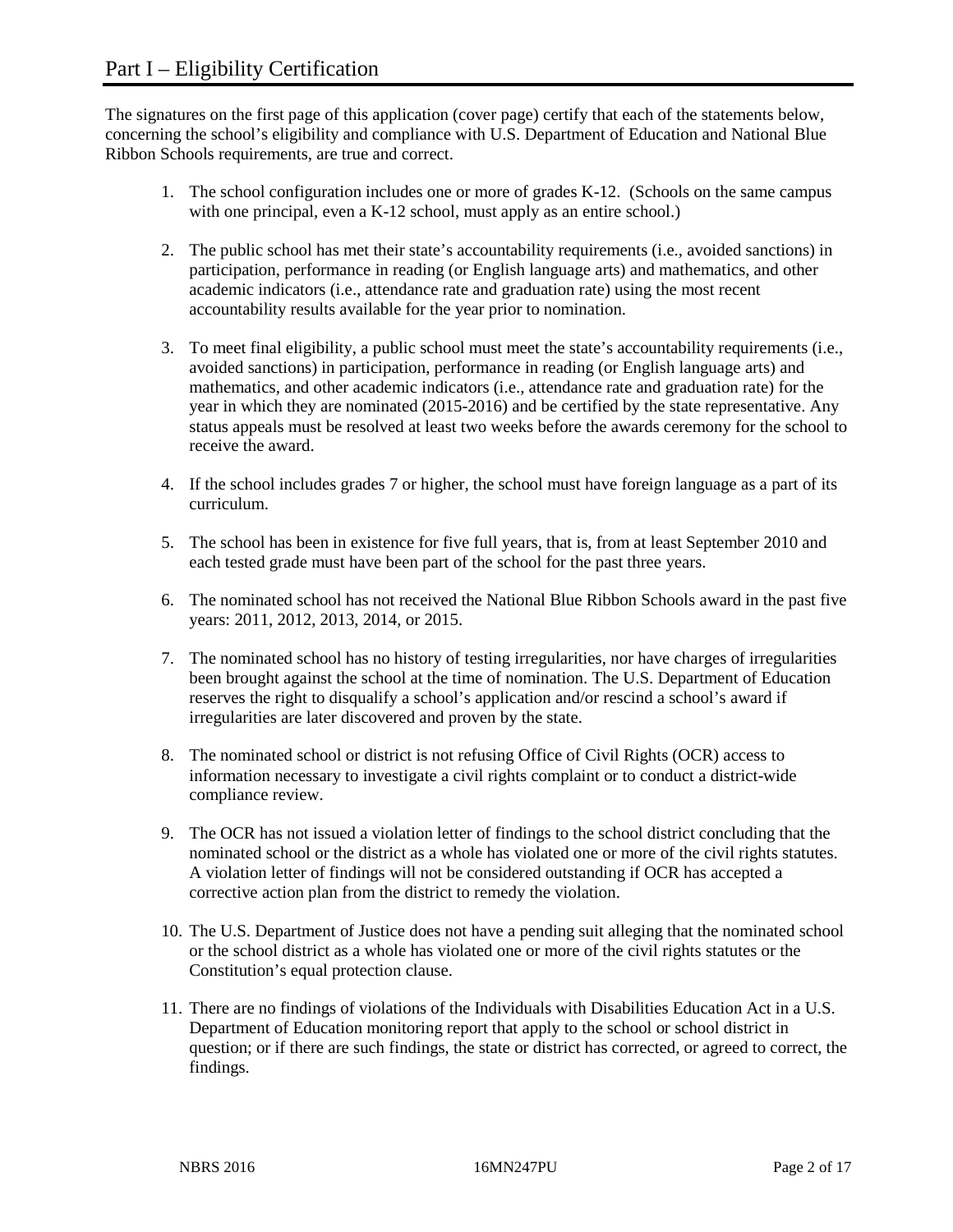# Part I – Eligibility Certification

The signatures on the first page of this application (cover page) certify that each of the statements below, concerning the school's eligibility and compliance with U.S. Department of Education and National Blue Ribbon Schools requirements, are true and correct.

1. The school configuration includes one or more of grades K-12. (Schools on the same campus with one principal, even a K-12 school, must apply as an entire school.)

2. The public school has met their state's accountability requirements (i.e., avoided sanctions) in participation, performance in reading (or English language arts) and mathematics, and other academic indicators (i.e., attendance rate and graduation rate) using the most recent accountability results available for the year prior to nomination.

3. To meet final eligibility, a public school must meet the state's accountability requirements (i.e., avoided sanctions) in participation, performance in reading (or English language arts) and mathematics, and other academic indicators (i.e., attendance rate and graduation rate) for the year in which they are nominated (2015-2016) and be certified by the state representative. Any status appeals must be resolved at least two weeks before the awards ceremony for the school to receive the award.

4. If the school includes grades 7 or higher, the school must have foreign language as a part of its curriculum.

5. The school has been in existence for five full years, that is, from at least September 2010 and each tested grade must have been part of the school for the past three years.

6. The nominated school has not received the National Blue Ribbon Schools award in the past five years: 2011, 2012, 2013, 2014, or 2015.

7. The nominated school has no history of testing irregularities, nor have charges of irregularities been brought against the school at the time of nomination. The U.S. Department of Education reserves the right to disqualify a school's application and/or rescind a school's award if irregularities are later discovered and proven by the state.

8. The nominated school or district is not refusing Office of Civil Rights (OCR) access to information necessary to investigate a civil rights complaint or to conduct a district-wide compliance review.

9. The OCR has not issued a violation letter of findings to the school district concluding that the nominated school or the district as a whole has violated one or more of the civil rights statutes. A violation letter of findings will not be considered outstanding if OCR has accepted a corrective action plan from the district to remedy the violation.

10. The U.S. Department of Justice does not have a pending suit alleging that the nominated school or the school district as a whole has violated one or more of the civil rights statutes or the Constitution's equal protection clause.

11. There are no findings of violations of the Individuals with Disabilities Education Act in a U.S. Department of Education monitoring report that apply to the school or school district in question; or if there are such findings, the state or district has corrected, or agreed to correct, the findings.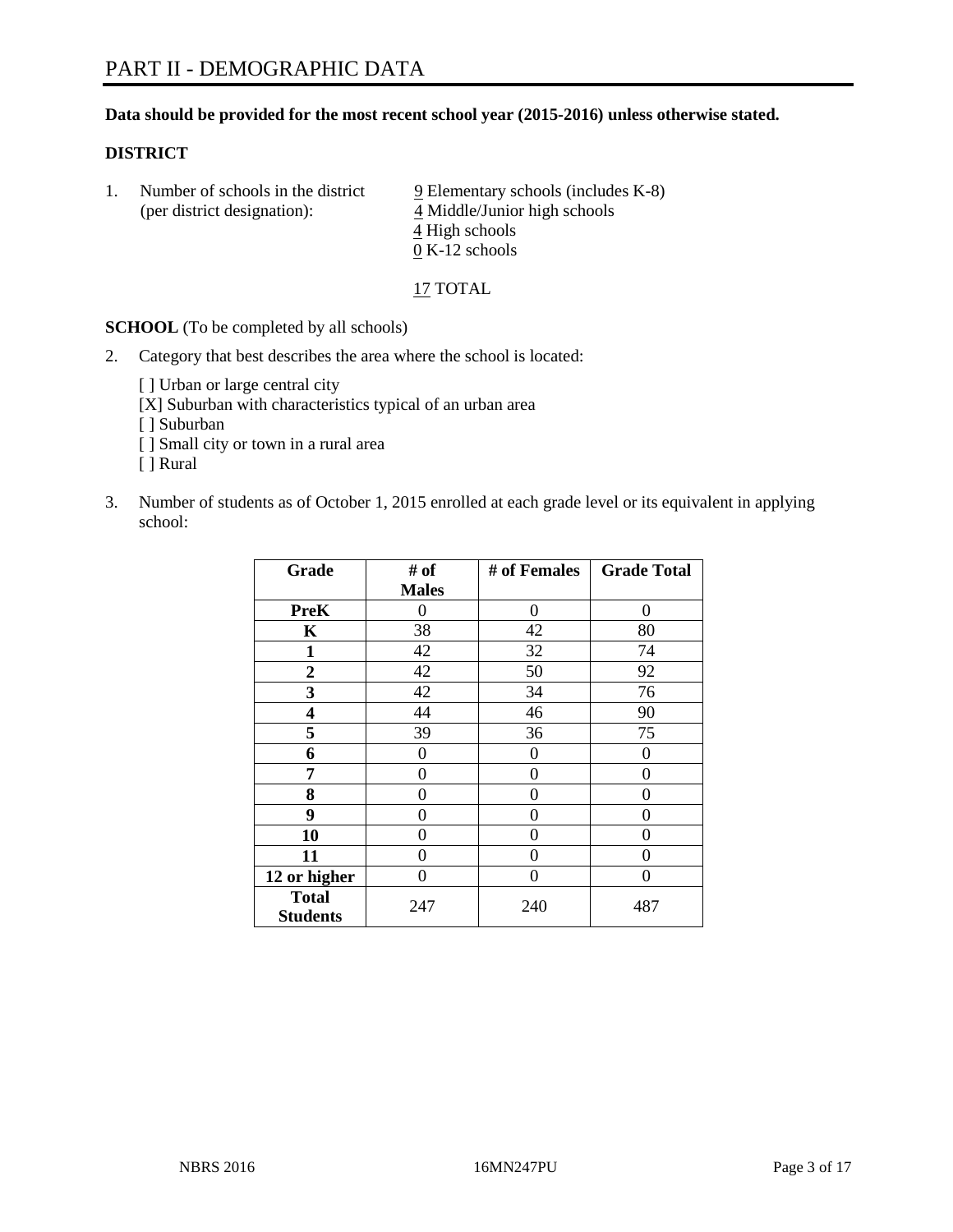# PART II - DEMOGRAPHIC DATA

**Data should be provided for the most recent school year (2015-2016) unless otherwise stated.**

**DISTRICT**

1. Number of schools in the district (per district designation):
   9 Elementary schools (includes K-8)
   4 Middle/Junior high schools
   4 High schools
   0 K-12 schools

   17 TOTAL

**SCHOOL** (To be completed by all schools)

2. Category that best describes the area where the school is located:

   [ ] Urban or large central city
   [X] Suburban with characteristics typical of an urban area
   [ ] Suburban
   [ ] Small city or town in a rural area
   [ ] Rural

3. Number of students as of October 1, 2015 enrolled at each grade level or its equivalent in applying school:

| Grade | # of Males | # of Females | Grade Total |
|---|---|---|---|
| **PreK** | 0 | 0 | 0 |
| **K** | 38 | 42 | 80 |
| **1** | 42 | 32 | 74 |
| **2** | 42 | 50 | 92 |
| **3** | 42 | 34 | 76 |
| **4** | 44 | 46 | 90 |
| **5** | 39 | 36 | 75 |
| **6** | 0 | 0 | 0 |
| **7** | 0 | 0 | 0 |
| **8** | 0 | 0 | 0 |
| **9** | 0 | 0 | 0 |
| **10** | 0 | 0 | 0 |
| **11** | 0 | 0 | 0 |
| **12 or higher** | 0 | 0 | 0 |
| **Total Students** | 247 | 240 | 487 |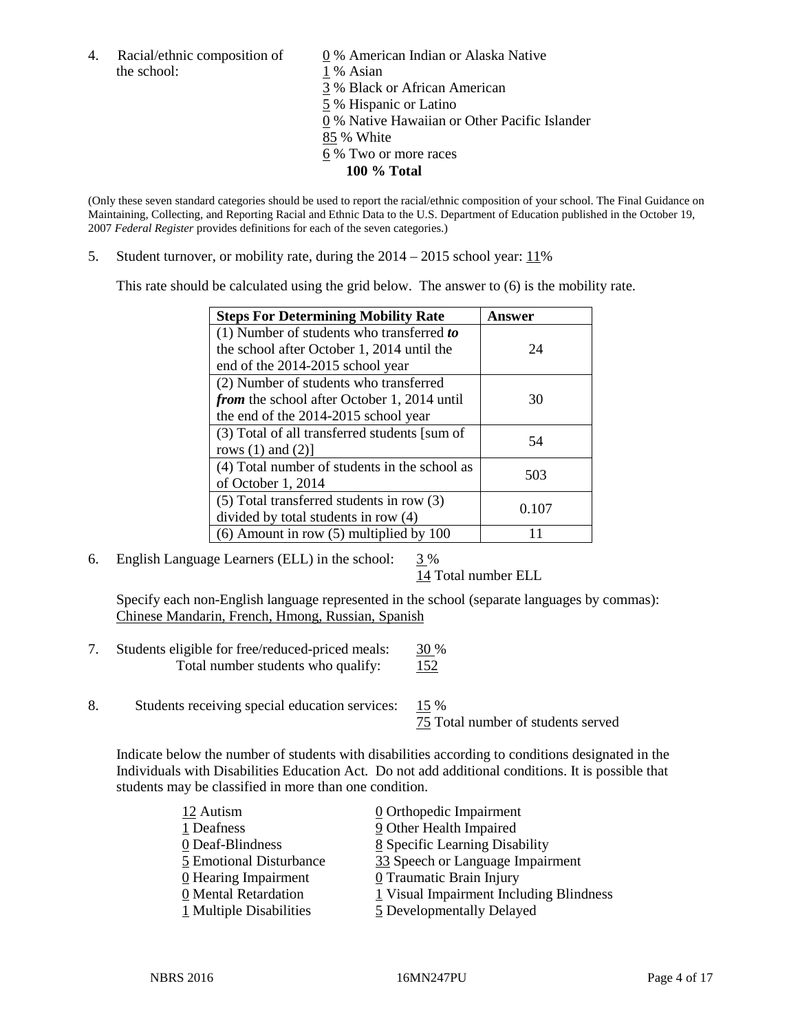4. Racial/ethnic composition of the school:

0 % American Indian or Alaska Native
1 % Asian
3 % Black or African American
5 % Hispanic or Latino
0 % Native Hawaiian or Other Pacific Islander
85 % White
6 % Two or more races
**100 % Total**

(Only these seven standard categories should be used to report the racial/ethnic composition of your school. The Final Guidance on Maintaining, Collecting, and Reporting Racial and Ethnic Data to the U.S. Department of Education published in the October 19, 2007 *Federal Register* provides definitions for each of the seven categories.)

5. Student turnover, or mobility rate, during the 2014 – 2015 school year: 11%

This rate should be calculated using the grid below. The answer to (6) is the mobility rate.

| Steps For Determining Mobility Rate | Answer |
|---|---|
| (1) Number of students who transferred ***to*** the school after October 1, 2014 until the end of the 2014-2015 school year | 24 |
| (2) Number of students who transferred ***from*** the school after October 1, 2014 until the end of the 2014-2015 school year | 30 |
| (3) Total of all transferred students [sum of rows (1) and (2)] | 54 |
| (4) Total number of students in the school as of October 1, 2014 | 503 |
| (5) Total transferred students in row (3) divided by total students in row (4) | 0.107 |
| (6) Amount in row (5) multiplied by 100 | 11 |

6. English Language Learners (ELL) in the school: 3 %
14 Total number ELL

Specify each non-English language represented in the school (separate languages by commas):
Chinese Mandarin, French, Hmong, Russian, Spanish

7. Students eligible for free/reduced-priced meals: 30 %
Total number students who qualify: 152

8. Students receiving special education services: 15 %
75 Total number of students served

Indicate below the number of students with disabilities according to conditions designated in the Individuals with Disabilities Education Act. Do not add additional conditions. It is possible that students may be classified in more than one condition.

12 Autism
1 Deafness
0 Deaf-Blindness
5 Emotional Disturbance
0 Hearing Impairment
0 Mental Retardation
1 Multiple Disabilities
0 Orthopedic Impairment
9 Other Health Impaired
8 Specific Learning Disability
33 Speech or Language Impairment
0 Traumatic Brain Injury
1 Visual Impairment Including Blindness
5 Developmentally Delayed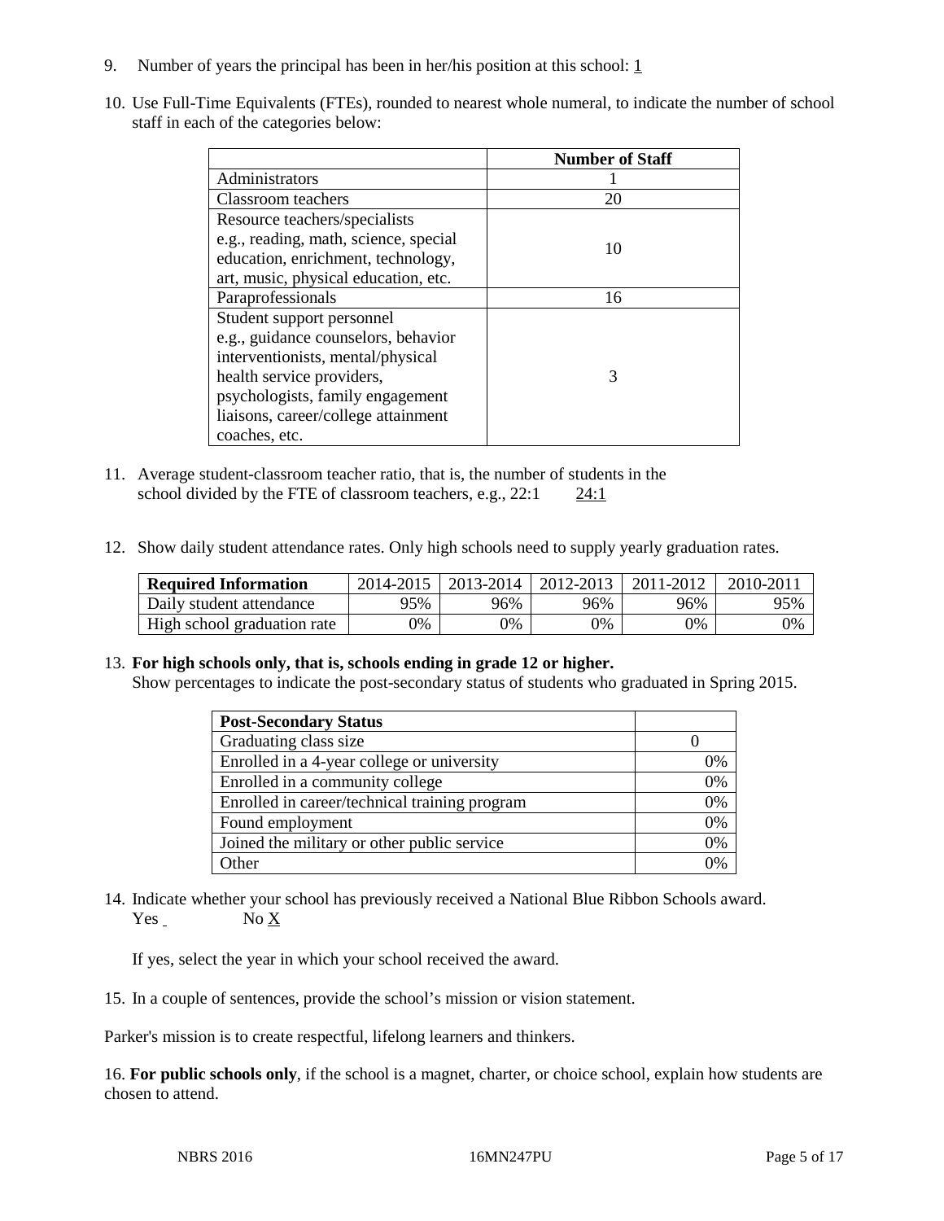9. Number of years the principal has been in her/his position at this school: 1

10. Use Full-Time Equivalents (FTEs), rounded to nearest whole numeral, to indicate the number of school staff in each of the categories below:

| | Number of Staff |
|---|---|
| Administrators | 1 |
| Classroom teachers | 20 |
| Resource teachers/specialists e.g., reading, math, science, special education, enrichment, technology, art, music, physical education, etc. | 10 |
| Paraprofessionals | 16 |
| Student support personnel e.g., guidance counselors, behavior interventionists, mental/physical health service providers, psychologists, family engagement liaisons, career/college attainment coaches, etc. | 3 |

11. Average student-classroom teacher ratio, that is, the number of students in the school divided by the FTE of classroom teachers, e.g., 22:1 24:1

12. Show daily student attendance rates. Only high schools need to supply yearly graduation rates.

| Required Information | 2014-2015 | 2013-2014 | 2012-2013 | 2011-2012 | 2010-2011 |
|---|---|---|---|---|---|
| Daily student attendance | 95% | 96% | 96% | 96% | 95% |
| High school graduation rate | 0% | 0% | 0% | 0% | 0% |

13. **For high schools only, that is, schools ending in grade 12 or higher.**
Show percentages to indicate the post-secondary status of students who graduated in Spring 2015.

| Post-Secondary Status | |
|---|---|
| Graduating class size | 0 |
| Enrolled in a 4-year college or university | 0% |
| Enrolled in a community college | 0% |
| Enrolled in career/technical training program | 0% |
| Found employment | 0% |
| Joined the military or other public service | 0% |
| Other | 0% |

14. Indicate whether your school has previously received a National Blue Ribbon Schools award.
Yes No X

If yes, select the year in which your school received the award.

15. In a couple of sentences, provide the school's mission or vision statement.

Parker's mission is to create respectful, lifelong learners and thinkers.

16. **For public schools only**, if the school is a magnet, charter, or choice school, explain how students are chosen to attend.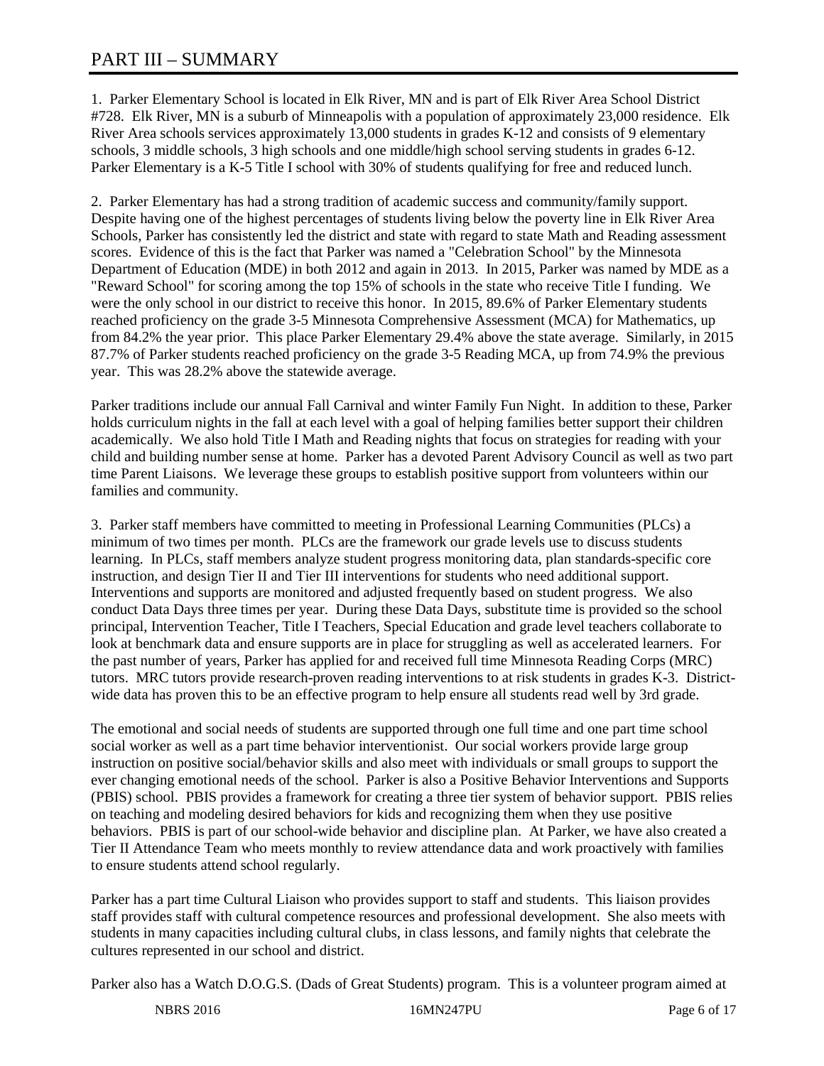# PART III – SUMMARY

1. Parker Elementary School is located in Elk River, MN and is part of Elk River Area School District #728. Elk River, MN is a suburb of Minneapolis with a population of approximately 23,000 residence. Elk River Area schools services approximately 13,000 students in grades K-12 and consists of 9 elementary schools, 3 middle schools, 3 high schools and one middle/high school serving students in grades 6-12. Parker Elementary is a K-5 Title I school with 30% of students qualifying for free and reduced lunch.

2. Parker Elementary has had a strong tradition of academic success and community/family support. Despite having one of the highest percentages of students living below the poverty line in Elk River Area Schools, Parker has consistently led the district and state with regard to state Math and Reading assessment scores. Evidence of this is the fact that Parker was named a "Celebration School" by the Minnesota Department of Education (MDE) in both 2012 and again in 2013. In 2015, Parker was named by MDE as a "Reward School" for scoring among the top 15% of schools in the state who receive Title I funding. We were the only school in our district to receive this honor. In 2015, 89.6% of Parker Elementary students reached proficiency on the grade 3-5 Minnesota Comprehensive Assessment (MCA) for Mathematics, up from 84.2% the year prior. This place Parker Elementary 29.4% above the state average. Similarly, in 2015 87.7% of Parker students reached proficiency on the grade 3-5 Reading MCA, up from 74.9% the previous year. This was 28.2% above the statewide average.

Parker traditions include our annual Fall Carnival and winter Family Fun Night. In addition to these, Parker holds curriculum nights in the fall at each level with a goal of helping families better support their children academically. We also hold Title I Math and Reading nights that focus on strategies for reading with your child and building number sense at home. Parker has a devoted Parent Advisory Council as well as two part time Parent Liaisons. We leverage these groups to establish positive support from volunteers within our families and community.

3. Parker staff members have committed to meeting in Professional Learning Communities (PLCs) a minimum of two times per month. PLCs are the framework our grade levels use to discuss students learning. In PLCs, staff members analyze student progress monitoring data, plan standards-specific core instruction, and design Tier II and Tier III interventions for students who need additional support. Interventions and supports are monitored and adjusted frequently based on student progress. We also conduct Data Days three times per year. During these Data Days, substitute time is provided so the school principal, Intervention Teacher, Title I Teachers, Special Education and grade level teachers collaborate to look at benchmark data and ensure supports are in place for struggling as well as accelerated learners. For the past number of years, Parker has applied for and received full time Minnesota Reading Corps (MRC) tutors. MRC tutors provide research-proven reading interventions to at risk students in grades K-3. District-wide data has proven this to be an effective program to help ensure all students read well by 3rd grade.

The emotional and social needs of students are supported through one full time and one part time school social worker as well as a part time behavior interventionist. Our social workers provide large group instruction on positive social/behavior skills and also meet with individuals or small groups to support the ever changing emotional needs of the school. Parker is also a Positive Behavior Interventions and Supports (PBIS) school. PBIS provides a framework for creating a three tier system of behavior support. PBIS relies on teaching and modeling desired behaviors for kids and recognizing them when they use positive behaviors. PBIS is part of our school-wide behavior and discipline plan. At Parker, we have also created a Tier II Attendance Team who meets monthly to review attendance data and work proactively with families to ensure students attend school regularly.

Parker has a part time Cultural Liaison who provides support to staff and students. This liaison provides staff provides staff with cultural competence resources and professional development. She also meets with students in many capacities including cultural clubs, in class lessons, and family nights that celebrate the cultures represented in our school and district.

Parker also has a Watch D.O.G.S. (Dads of Great Students) program. This is a volunteer program aimed at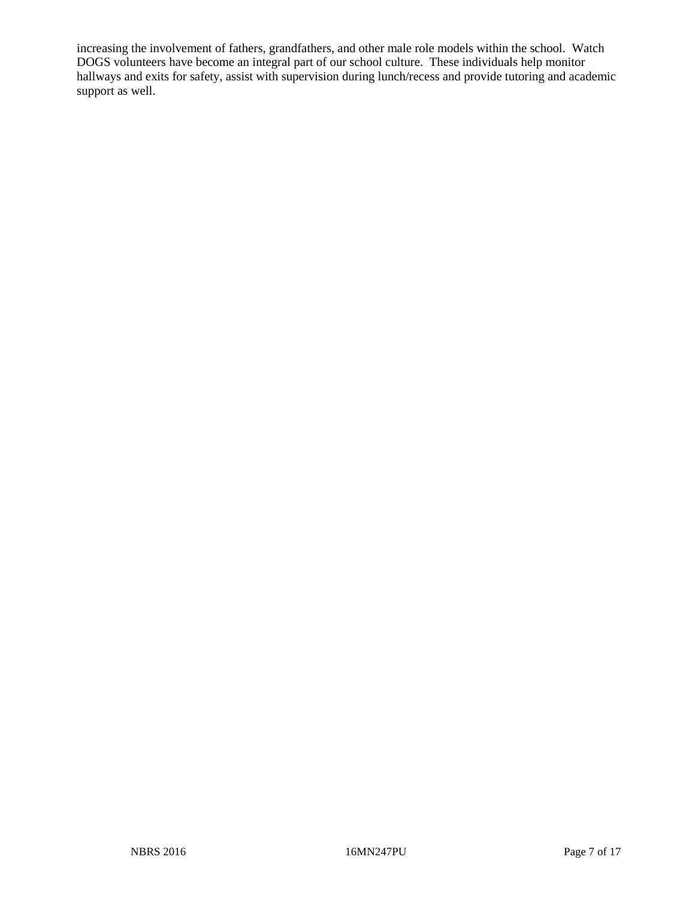increasing the involvement of fathers, grandfathers, and other male role models within the school. Watch DOGS volunteers have become an integral part of our school culture. These individuals help monitor hallways and exits for safety, assist with supervision during lunch/recess and provide tutoring and academic support as well.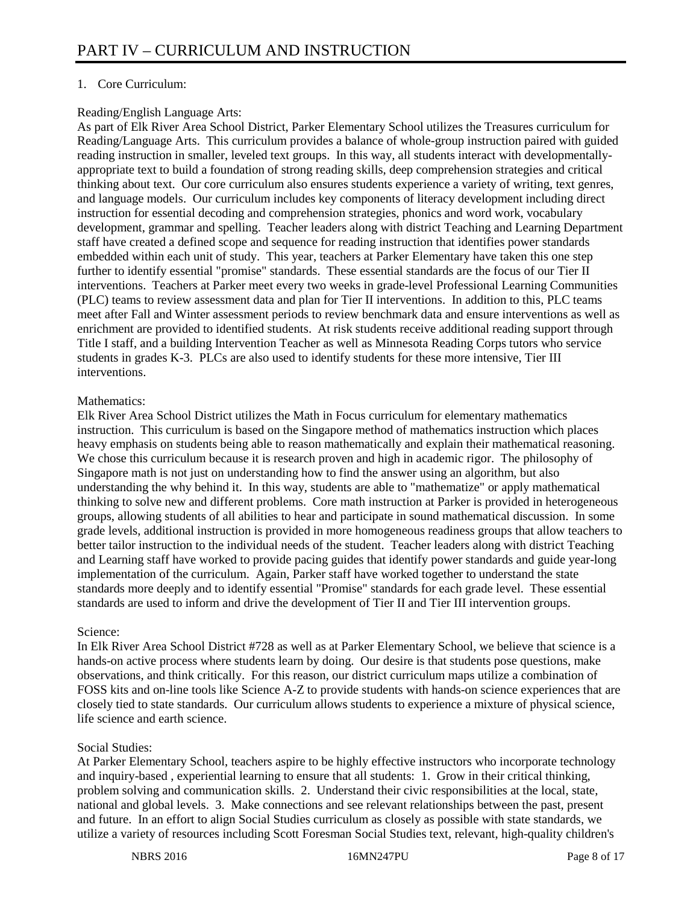# PART IV – CURRICULUM AND INSTRUCTION

1. Core Curriculum:

Reading/English Language Arts:

As part of Elk River Area School District, Parker Elementary School utilizes the Treasures curriculum for Reading/Language Arts. This curriculum provides a balance of whole-group instruction paired with guided reading instruction in smaller, leveled text groups. In this way, all students interact with developmentally-appropriate text to build a foundation of strong reading skills, deep comprehension strategies and critical thinking about text. Our core curriculum also ensures students experience a variety of writing, text genres, and language models. Our curriculum includes key components of literacy development including direct instruction for essential decoding and comprehension strategies, phonics and word work, vocabulary development, grammar and spelling. Teacher leaders along with district Teaching and Learning Department staff have created a defined scope and sequence for reading instruction that identifies power standards embedded within each unit of study. This year, teachers at Parker Elementary have taken this one step further to identify essential "promise" standards. These essential standards are the focus of our Tier II interventions. Teachers at Parker meet every two weeks in grade-level Professional Learning Communities (PLC) teams to review assessment data and plan for Tier II interventions. In addition to this, PLC teams meet after Fall and Winter assessment periods to review benchmark data and ensure interventions as well as enrichment are provided to identified students. At risk students receive additional reading support through Title I staff, and a building Intervention Teacher as well as Minnesota Reading Corps tutors who service students in grades K-3. PLCs are also used to identify students for these more intensive, Tier III interventions.

Mathematics:

Elk River Area School District utilizes the Math in Focus curriculum for elementary mathematics instruction. This curriculum is based on the Singapore method of mathematics instruction which places heavy emphasis on students being able to reason mathematically and explain their mathematical reasoning. We chose this curriculum because it is research proven and high in academic rigor. The philosophy of Singapore math is not just on understanding how to find the answer using an algorithm, but also understanding the why behind it. In this way, students are able to "mathematize" or apply mathematical thinking to solve new and different problems. Core math instruction at Parker is provided in heterogeneous groups, allowing students of all abilities to hear and participate in sound mathematical discussion. In some grade levels, additional instruction is provided in more homogeneous readiness groups that allow teachers to better tailor instruction to the individual needs of the student. Teacher leaders along with district Teaching and Learning staff have worked to provide pacing guides that identify power standards and guide year-long implementation of the curriculum. Again, Parker staff have worked together to understand the state standards more deeply and to identify essential "Promise" standards for each grade level. These essential standards are used to inform and drive the development of Tier II and Tier III intervention groups.

Science:

In Elk River Area School District #728 as well as at Parker Elementary School, we believe that science is a hands-on active process where students learn by doing. Our desire is that students pose questions, make observations, and think critically. For this reason, our district curriculum maps utilize a combination of FOSS kits and on-line tools like Science A-Z to provide students with hands-on science experiences that are closely tied to state standards. Our curriculum allows students to experience a mixture of physical science, life science and earth science.

Social Studies:

At Parker Elementary School, teachers aspire to be highly effective instructors who incorporate technology and inquiry-based , experiential learning to ensure that all students: 1. Grow in their critical thinking, problem solving and communication skills. 2. Understand their civic responsibilities at the local, state, national and global levels. 3. Make connections and see relevant relationships between the past, present and future. In an effort to align Social Studies curriculum as closely as possible with state standards, we utilize a variety of resources including Scott Foresman Social Studies text, relevant, high-quality children's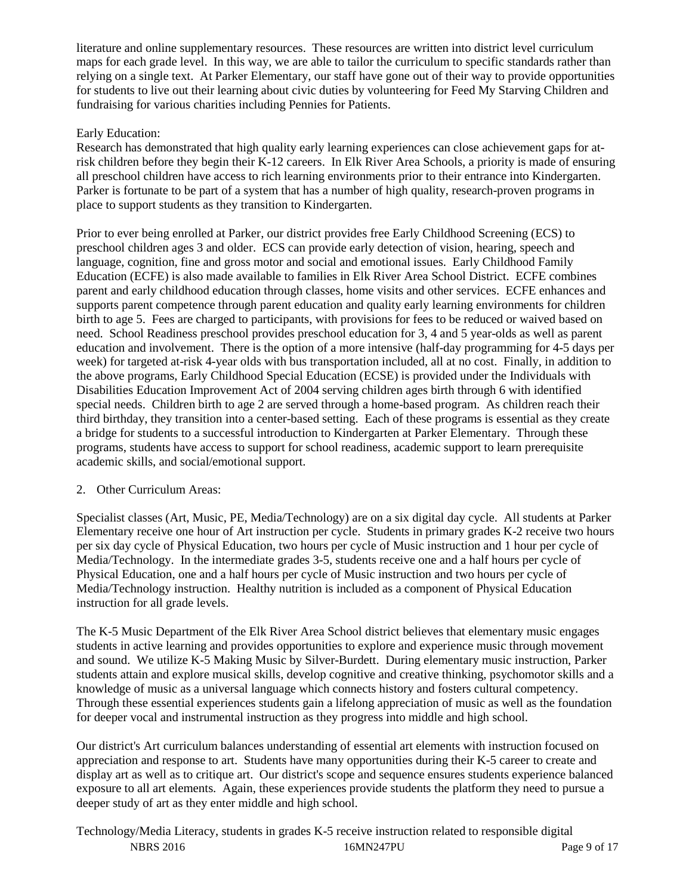literature and online supplementary resources. These resources are written into district level curriculum maps for each grade level. In this way, we are able to tailor the curriculum to specific standards rather than relying on a single text. At Parker Elementary, our staff have gone out of their way to provide opportunities for students to live out their learning about civic duties by volunteering for Feed My Starving Children and fundraising for various charities including Pennies for Patients.

Early Education:
Research has demonstrated that high quality early learning experiences can close achievement gaps for at-risk children before they begin their K-12 careers. In Elk River Area Schools, a priority is made of ensuring all preschool children have access to rich learning environments prior to their entrance into Kindergarten. Parker is fortunate to be part of a system that has a number of high quality, research-proven programs in place to support students as they transition to Kindergarten.

Prior to ever being enrolled at Parker, our district provides free Early Childhood Screening (ECS) to preschool children ages 3 and older. ECS can provide early detection of vision, hearing, speech and language, cognition, fine and gross motor and social and emotional issues. Early Childhood Family Education (ECFE) is also made available to families in Elk River Area School District. ECFE combines parent and early childhood education through classes, home visits and other services. ECFE enhances and supports parent competence through parent education and quality early learning environments for children birth to age 5. Fees are charged to participants, with provisions for fees to be reduced or waived based on need. School Readiness preschool provides preschool education for 3, 4 and 5 year-olds as well as parent education and involvement. There is the option of a more intensive (half-day programming for 4-5 days per week) for targeted at-risk 4-year olds with bus transportation included, all at no cost. Finally, in addition to the above programs, Early Childhood Special Education (ECSE) is provided under the Individuals with Disabilities Education Improvement Act of 2004 serving children ages birth through 6 with identified special needs. Children birth to age 2 are served through a home-based program. As children reach their third birthday, they transition into a center-based setting. Each of these programs is essential as they create a bridge for students to a successful introduction to Kindergarten at Parker Elementary. Through these programs, students have access to support for school readiness, academic support to learn prerequisite academic skills, and social/emotional support.

2. Other Curriculum Areas:

Specialist classes (Art, Music, PE, Media/Technology) are on a six digital day cycle. All students at Parker Elementary receive one hour of Art instruction per cycle. Students in primary grades K-2 receive two hours per six day cycle of Physical Education, two hours per cycle of Music instruction and 1 hour per cycle of Media/Technology. In the intermediate grades 3-5, students receive one and a half hours per cycle of Physical Education, one and a half hours per cycle of Music instruction and two hours per cycle of Media/Technology instruction. Healthy nutrition is included as a component of Physical Education instruction for all grade levels.

The K-5 Music Department of the Elk River Area School district believes that elementary music engages students in active learning and provides opportunities to explore and experience music through movement and sound. We utilize K-5 Making Music by Silver-Burdett. During elementary music instruction, Parker students attain and explore musical skills, develop cognitive and creative thinking, psychomotor skills and a knowledge of music as a universal language which connects history and fosters cultural competency. Through these essential experiences students gain a lifelong appreciation of music as well as the foundation for deeper vocal and instrumental instruction as they progress into middle and high school.

Our district's Art curriculum balances understanding of essential art elements with instruction focused on appreciation and response to art. Students have many opportunities during their K-5 career to create and display art as well as to critique art. Our district's scope and sequence ensures students experience balanced exposure to all art elements. Again, these experiences provide students the platform they need to pursue a deeper study of art as they enter middle and high school.

Technology/Media Literacy, students in grades K-5 receive instruction related to responsible digital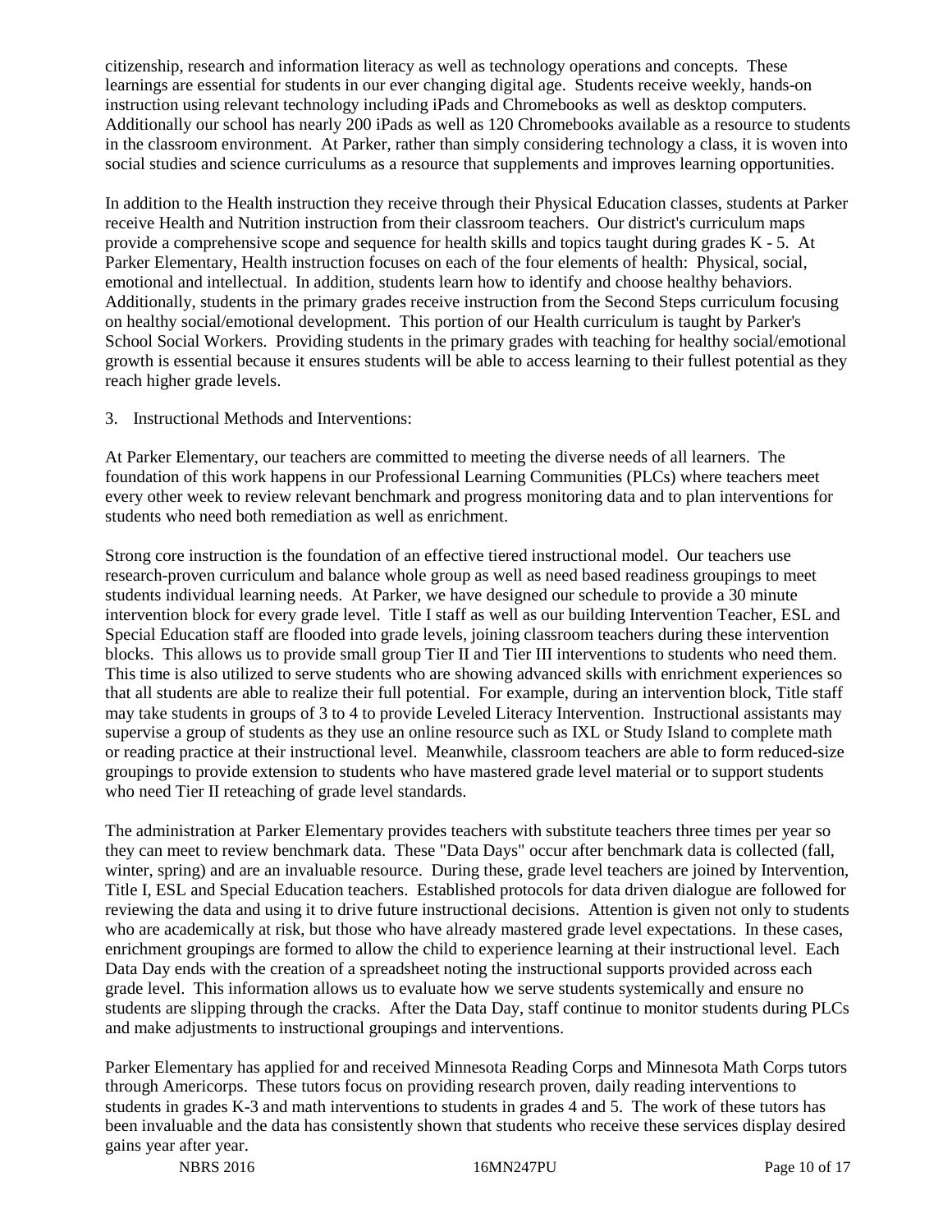citizenship, research and information literacy as well as technology operations and concepts. These learnings are essential for students in our ever changing digital age. Students receive weekly, hands-on instruction using relevant technology including iPads and Chromebooks as well as desktop computers. Additionally our school has nearly 200 iPads as well as 120 Chromebooks available as a resource to students in the classroom environment. At Parker, rather than simply considering technology a class, it is woven into social studies and science curriculums as a resource that supplements and improves learning opportunities.

In addition to the Health instruction they receive through their Physical Education classes, students at Parker receive Health and Nutrition instruction from their classroom teachers. Our district's curriculum maps provide a comprehensive scope and sequence for health skills and topics taught during grades K - 5. At Parker Elementary, Health instruction focuses on each of the four elements of health: Physical, social, emotional and intellectual. In addition, students learn how to identify and choose healthy behaviors. Additionally, students in the primary grades receive instruction from the Second Steps curriculum focusing on healthy social/emotional development. This portion of our Health curriculum is taught by Parker's School Social Workers. Providing students in the primary grades with teaching for healthy social/emotional growth is essential because it ensures students will be able to access learning to their fullest potential as they reach higher grade levels.

3. Instructional Methods and Interventions:

At Parker Elementary, our teachers are committed to meeting the diverse needs of all learners. The foundation of this work happens in our Professional Learning Communities (PLCs) where teachers meet every other week to review relevant benchmark and progress monitoring data and to plan interventions for students who need both remediation as well as enrichment.

Strong core instruction is the foundation of an effective tiered instructional model. Our teachers use research-proven curriculum and balance whole group as well as need based readiness groupings to meet students individual learning needs. At Parker, we have designed our schedule to provide a 30 minute intervention block for every grade level. Title I staff as well as our building Intervention Teacher, ESL and Special Education staff are flooded into grade levels, joining classroom teachers during these intervention blocks. This allows us to provide small group Tier II and Tier III interventions to students who need them. This time is also utilized to serve students who are showing advanced skills with enrichment experiences so that all students are able to realize their full potential. For example, during an intervention block, Title staff may take students in groups of 3 to 4 to provide Leveled Literacy Intervention. Instructional assistants may supervise a group of students as they use an online resource such as IXL or Study Island to complete math or reading practice at their instructional level. Meanwhile, classroom teachers are able to form reduced-size groupings to provide extension to students who have mastered grade level material or to support students who need Tier II reteaching of grade level standards.

The administration at Parker Elementary provides teachers with substitute teachers three times per year so they can meet to review benchmark data. These "Data Days" occur after benchmark data is collected (fall, winter, spring) and are an invaluable resource. During these, grade level teachers are joined by Intervention, Title I, ESL and Special Education teachers. Established protocols for data driven dialogue are followed for reviewing the data and using it to drive future instructional decisions. Attention is given not only to students who are academically at risk, but those who have already mastered grade level expectations. In these cases, enrichment groupings are formed to allow the child to experience learning at their instructional level. Each Data Day ends with the creation of a spreadsheet noting the instructional supports provided across each grade level. This information allows us to evaluate how we serve students systemically and ensure no students are slipping through the cracks. After the Data Day, staff continue to monitor students during PLCs and make adjustments to instructional groupings and interventions.

Parker Elementary has applied for and received Minnesota Reading Corps and Minnesota Math Corps tutors through Americorps. These tutors focus on providing research proven, daily reading interventions to students in grades K-3 and math interventions to students in grades 4 and 5. The work of these tutors has been invaluable and the data has consistently shown that students who receive these services display desired gains year after year.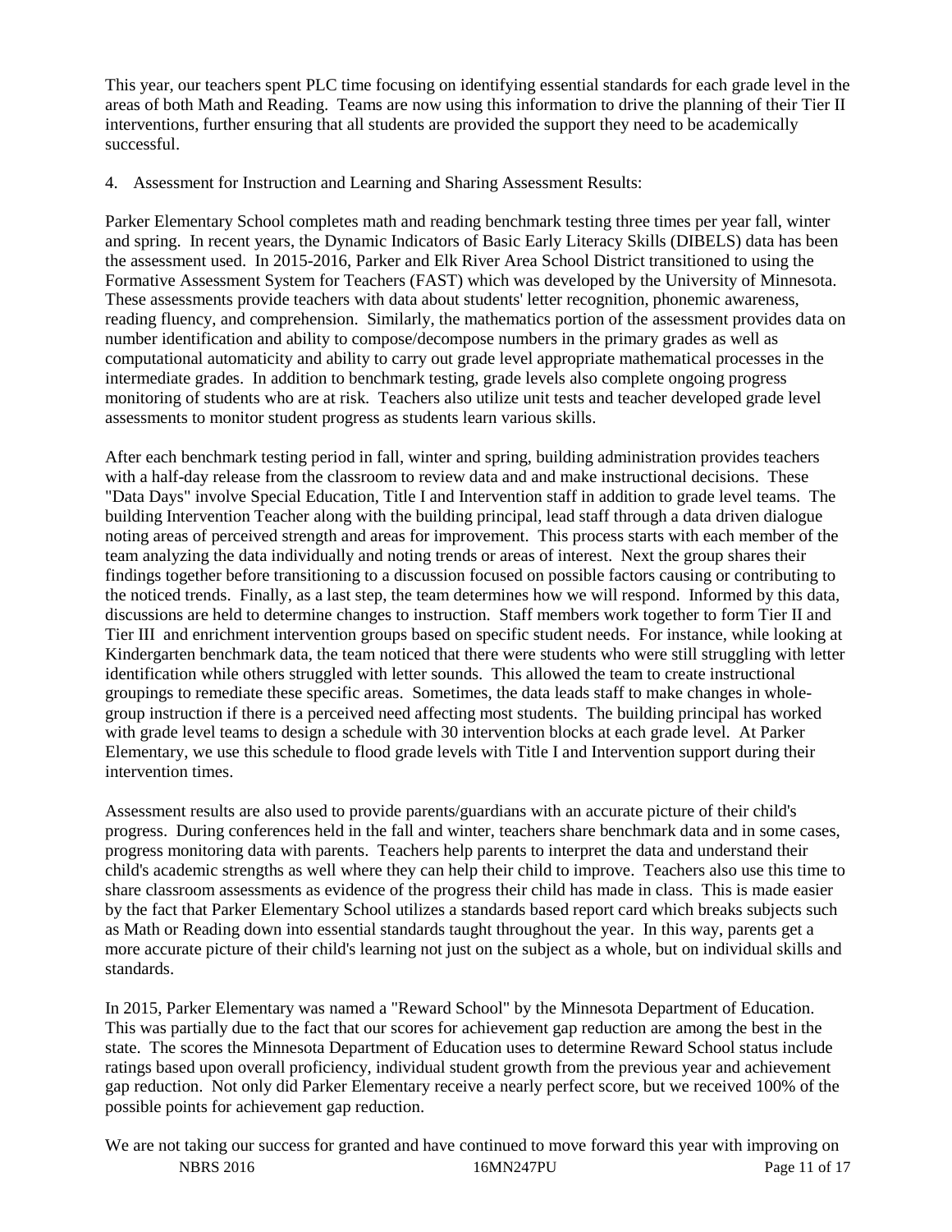This year, our teachers spent PLC time focusing on identifying essential standards for each grade level in the areas of both Math and Reading. Teams are now using this information to drive the planning of their Tier II interventions, further ensuring that all students are provided the support they need to be academically successful.

4. Assessment for Instruction and Learning and Sharing Assessment Results:

Parker Elementary School completes math and reading benchmark testing three times per year fall, winter and spring. In recent years, the Dynamic Indicators of Basic Early Literacy Skills (DIBELS) data has been the assessment used. In 2015-2016, Parker and Elk River Area School District transitioned to using the Formative Assessment System for Teachers (FAST) which was developed by the University of Minnesota. These assessments provide teachers with data about students' letter recognition, phonemic awareness, reading fluency, and comprehension. Similarly, the mathematics portion of the assessment provides data on number identification and ability to compose/decompose numbers in the primary grades as well as computational automaticity and ability to carry out grade level appropriate mathematical processes in the intermediate grades. In addition to benchmark testing, grade levels also complete ongoing progress monitoring of students who are at risk. Teachers also utilize unit tests and teacher developed grade level assessments to monitor student progress as students learn various skills.

After each benchmark testing period in fall, winter and spring, building administration provides teachers with a half-day release from the classroom to review data and and make instructional decisions. These "Data Days" involve Special Education, Title I and Intervention staff in addition to grade level teams. The building Intervention Teacher along with the building principal, lead staff through a data driven dialogue noting areas of perceived strength and areas for improvement. This process starts with each member of the team analyzing the data individually and noting trends or areas of interest. Next the group shares their findings together before transitioning to a discussion focused on possible factors causing or contributing to the noticed trends. Finally, as a last step, the team determines how we will respond. Informed by this data, discussions are held to determine changes to instruction. Staff members work together to form Tier II and Tier III and enrichment intervention groups based on specific student needs. For instance, while looking at Kindergarten benchmark data, the team noticed that there were students who were still struggling with letter identification while others struggled with letter sounds. This allowed the team to create instructional groupings to remediate these specific areas. Sometimes, the data leads staff to make changes in whole-group instruction if there is a perceived need affecting most students. The building principal has worked with grade level teams to design a schedule with 30 intervention blocks at each grade level. At Parker Elementary, we use this schedule to flood grade levels with Title I and Intervention support during their intervention times.

Assessment results are also used to provide parents/guardians with an accurate picture of their child's progress. During conferences held in the fall and winter, teachers share benchmark data and in some cases, progress monitoring data with parents. Teachers help parents to interpret the data and understand their child's academic strengths as well where they can help their child to improve. Teachers also use this time to share classroom assessments as evidence of the progress their child has made in class. This is made easier by the fact that Parker Elementary School utilizes a standards based report card which breaks subjects such as Math or Reading down into essential standards taught throughout the year. In this way, parents get a more accurate picture of their child's learning not just on the subject as a whole, but on individual skills and standards.

In 2015, Parker Elementary was named a "Reward School" by the Minnesota Department of Education. This was partially due to the fact that our scores for achievement gap reduction are among the best in the state. The scores the Minnesota Department of Education uses to determine Reward School status include ratings based upon overall proficiency, individual student growth from the previous year and achievement gap reduction. Not only did Parker Elementary receive a nearly perfect score, but we received 100% of the possible points for achievement gap reduction.

We are not taking our success for granted and have continued to move forward this year with improving on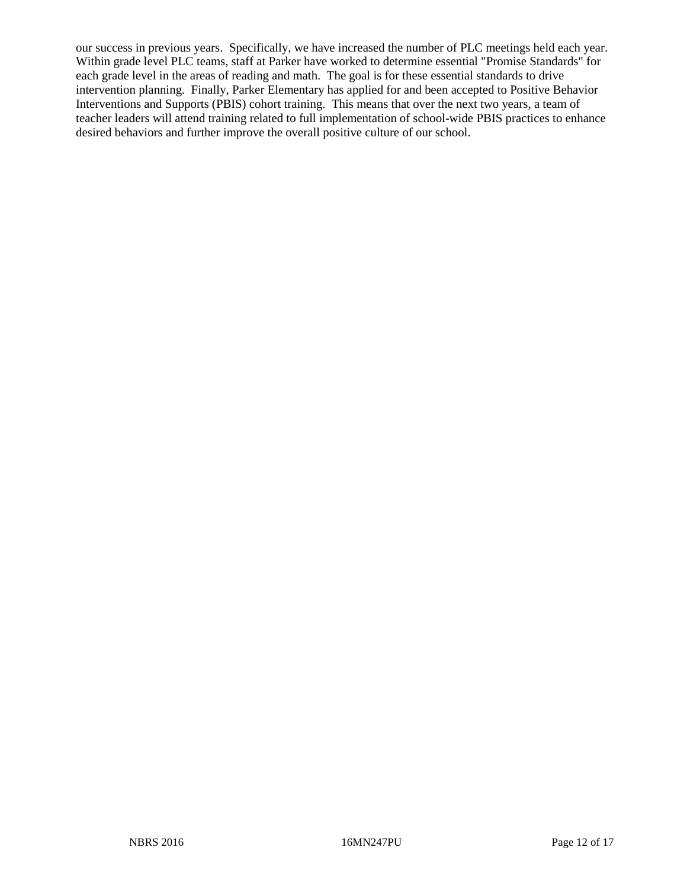our success in previous years. Specifically, we have increased the number of PLC meetings held each year. Within grade level PLC teams, staff at Parker have worked to determine essential "Promise Standards" for each grade level in the areas of reading and math. The goal is for these essential standards to drive intervention planning. Finally, Parker Elementary has applied for and been accepted to Positive Behavior Interventions and Supports (PBIS) cohort training. This means that over the next two years, a team of teacher leaders will attend training related to full implementation of school-wide PBIS practices to enhance desired behaviors and further improve the overall positive culture of our school.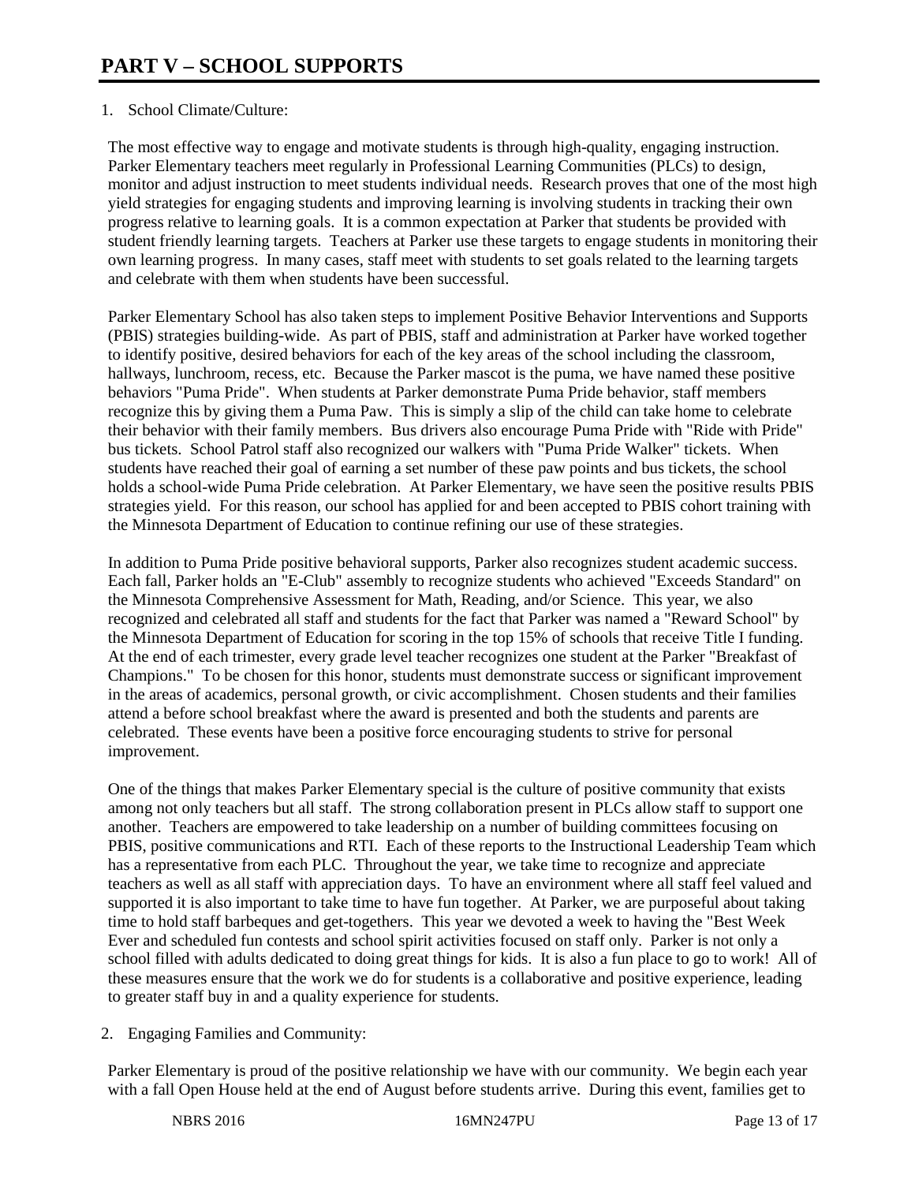# PART V – SCHOOL SUPPORTS

1. School Climate/Culture:

The most effective way to engage and motivate students is through high-quality, engaging instruction. Parker Elementary teachers meet regularly in Professional Learning Communities (PLCs) to design, monitor and adjust instruction to meet students individual needs. Research proves that one of the most high yield strategies for engaging students and improving learning is involving students in tracking their own progress relative to learning goals. It is a common expectation at Parker that students be provided with student friendly learning targets. Teachers at Parker use these targets to engage students in monitoring their own learning progress. In many cases, staff meet with students to set goals related to the learning targets and celebrate with them when students have been successful.

Parker Elementary School has also taken steps to implement Positive Behavior Interventions and Supports (PBIS) strategies building-wide. As part of PBIS, staff and administration at Parker have worked together to identify positive, desired behaviors for each of the key areas of the school including the classroom, hallways, lunchroom, recess, etc. Because the Parker mascot is the puma, we have named these positive behaviors "Puma Pride". When students at Parker demonstrate Puma Pride behavior, staff members recognize this by giving them a Puma Paw. This is simply a slip of the child can take home to celebrate their behavior with their family members. Bus drivers also encourage Puma Pride with "Ride with Pride" bus tickets. School Patrol staff also recognized our walkers with "Puma Pride Walker" tickets. When students have reached their goal of earning a set number of these paw points and bus tickets, the school holds a school-wide Puma Pride celebration. At Parker Elementary, we have seen the positive results PBIS strategies yield. For this reason, our school has applied for and been accepted to PBIS cohort training with the Minnesota Department of Education to continue refining our use of these strategies.

In addition to Puma Pride positive behavioral supports, Parker also recognizes student academic success. Each fall, Parker holds an "E-Club" assembly to recognize students who achieved "Exceeds Standard" on the Minnesota Comprehensive Assessment for Math, Reading, and/or Science. This year, we also recognized and celebrated all staff and students for the fact that Parker was named a "Reward School" by the Minnesota Department of Education for scoring in the top 15% of schools that receive Title I funding. At the end of each trimester, every grade level teacher recognizes one student at the Parker "Breakfast of Champions." To be chosen for this honor, students must demonstrate success or significant improvement in the areas of academics, personal growth, or civic accomplishment. Chosen students and their families attend a before school breakfast where the award is presented and both the students and parents are celebrated. These events have been a positive force encouraging students to strive for personal improvement.

One of the things that makes Parker Elementary special is the culture of positive community that exists among not only teachers but all staff. The strong collaboration present in PLCs allow staff to support one another. Teachers are empowered to take leadership on a number of building committees focusing on PBIS, positive communications and RTI. Each of these reports to the Instructional Leadership Team which has a representative from each PLC. Throughout the year, we take time to recognize and appreciate teachers as well as all staff with appreciation days. To have an environment where all staff feel valued and supported it is also important to take time to have fun together. At Parker, we are purposeful about taking time to hold staff barbeques and get-togethers. This year we devoted a week to having the "Best Week Ever and scheduled fun contests and school spirit activities focused on staff only. Parker is not only a school filled with adults dedicated to doing great things for kids. It is also a fun place to go to work! All of these measures ensure that the work we do for students is a collaborative and positive experience, leading to greater staff buy in and a quality experience for students.

2. Engaging Families and Community:

Parker Elementary is proud of the positive relationship we have with our community. We begin each year with a fall Open House held at the end of August before students arrive. During this event, families get to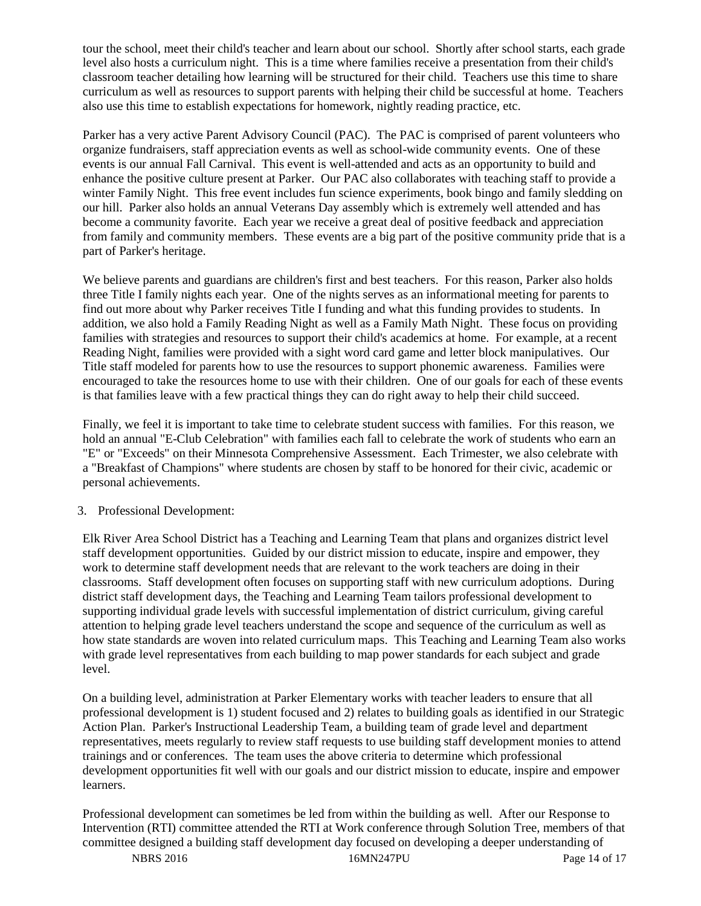tour the school, meet their child's teacher and learn about our school. Shortly after school starts, each grade level also hosts a curriculum night. This is a time where families receive a presentation from their child's classroom teacher detailing how learning will be structured for their child. Teachers use this time to share curriculum as well as resources to support parents with helping their child be successful at home. Teachers also use this time to establish expectations for homework, nightly reading practice, etc.

Parker has a very active Parent Advisory Council (PAC). The PAC is comprised of parent volunteers who organize fundraisers, staff appreciation events as well as school-wide community events. One of these events is our annual Fall Carnival. This event is well-attended and acts as an opportunity to build and enhance the positive culture present at Parker. Our PAC also collaborates with teaching staff to provide a winter Family Night. This free event includes fun science experiments, book bingo and family sledding on our hill. Parker also holds an annual Veterans Day assembly which is extremely well attended and has become a community favorite. Each year we receive a great deal of positive feedback and appreciation from family and community members. These events are a big part of the positive community pride that is a part of Parker's heritage.

We believe parents and guardians are children's first and best teachers. For this reason, Parker also holds three Title I family nights each year. One of the nights serves as an informational meeting for parents to find out more about why Parker receives Title I funding and what this funding provides to students. In addition, we also hold a Family Reading Night as well as a Family Math Night. These focus on providing families with strategies and resources to support their child's academics at home. For example, at a recent Reading Night, families were provided with a sight word card game and letter block manipulatives. Our Title staff modeled for parents how to use the resources to support phonemic awareness. Families were encouraged to take the resources home to use with their children. One of our goals for each of these events is that families leave with a few practical things they can do right away to help their child succeed.

Finally, we feel it is important to take time to celebrate student success with families. For this reason, we hold an annual "E-Club Celebration" with families each fall to celebrate the work of students who earn an "E" or "Exceeds" on their Minnesota Comprehensive Assessment. Each Trimester, we also celebrate with a "Breakfast of Champions" where students are chosen by staff to be honored for their civic, academic or personal achievements.

3. Professional Development:

Elk River Area School District has a Teaching and Learning Team that plans and organizes district level staff development opportunities. Guided by our district mission to educate, inspire and empower, they work to determine staff development needs that are relevant to the work teachers are doing in their classrooms. Staff development often focuses on supporting staff with new curriculum adoptions. During district staff development days, the Teaching and Learning Team tailors professional development to supporting individual grade levels with successful implementation of district curriculum, giving careful attention to helping grade level teachers understand the scope and sequence of the curriculum as well as how state standards are woven into related curriculum maps. This Teaching and Learning Team also works with grade level representatives from each building to map power standards for each subject and grade level.

On a building level, administration at Parker Elementary works with teacher leaders to ensure that all professional development is 1) student focused and 2) relates to building goals as identified in our Strategic Action Plan. Parker's Instructional Leadership Team, a building team of grade level and department representatives, meets regularly to review staff requests to use building staff development monies to attend trainings and or conferences. The team uses the above criteria to determine which professional development opportunities fit well with our goals and our district mission to educate, inspire and empower learners.

Professional development can sometimes be led from within the building as well. After our Response to Intervention (RTI) committee attended the RTI at Work conference through Solution Tree, members of that committee designed a building staff development day focused on developing a deeper understanding of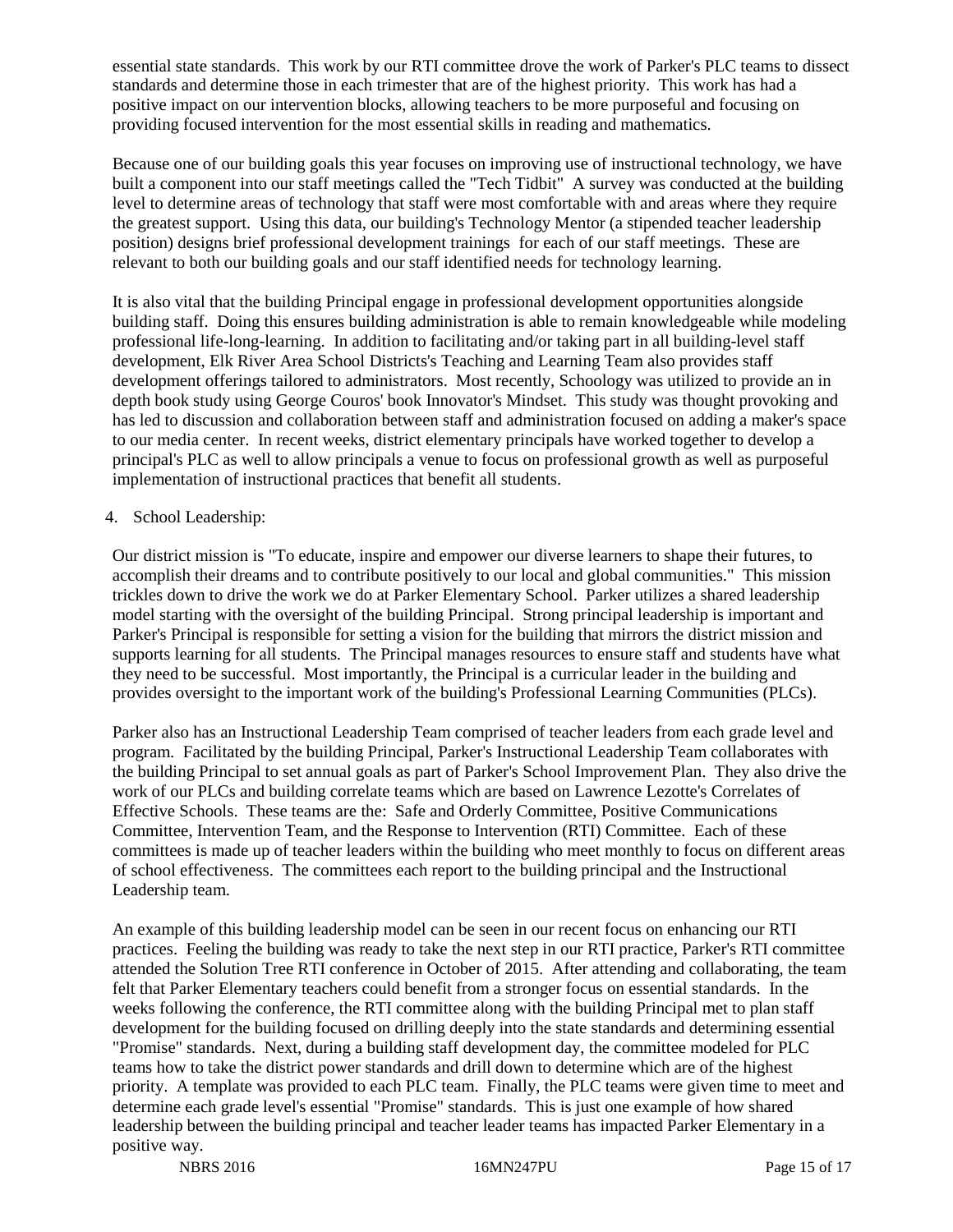essential state standards. This work by our RTI committee drove the work of Parker's PLC teams to dissect standards and determine those in each trimester that are of the highest priority. This work has had a positive impact on our intervention blocks, allowing teachers to be more purposeful and focusing on providing focused intervention for the most essential skills in reading and mathematics.

Because one of our building goals this year focuses on improving use of instructional technology, we have built a component into our staff meetings called the "Tech Tidbit" A survey was conducted at the building level to determine areas of technology that staff were most comfortable with and areas where they require the greatest support. Using this data, our building's Technology Mentor (a stipended teacher leadership position) designs brief professional development trainings for each of our staff meetings. These are relevant to both our building goals and our staff identified needs for technology learning.

It is also vital that the building Principal engage in professional development opportunities alongside building staff. Doing this ensures building administration is able to remain knowledgeable while modeling professional life-long-learning. In addition to facilitating and/or taking part in all building-level staff development, Elk River Area School Districts's Teaching and Learning Team also provides staff development offerings tailored to administrators. Most recently, Schoology was utilized to provide an in depth book study using George Couros' book Innovator's Mindset. This study was thought provoking and has led to discussion and collaboration between staff and administration focused on adding a maker's space to our media center. In recent weeks, district elementary principals have worked together to develop a principal's PLC as well to allow principals a venue to focus on professional growth as well as purposeful implementation of instructional practices that benefit all students.

4. School Leadership:

Our district mission is "To educate, inspire and empower our diverse learners to shape their futures, to accomplish their dreams and to contribute positively to our local and global communities." This mission trickles down to drive the work we do at Parker Elementary School. Parker utilizes a shared leadership model starting with the oversight of the building Principal. Strong principal leadership is important and Parker's Principal is responsible for setting a vision for the building that mirrors the district mission and supports learning for all students. The Principal manages resources to ensure staff and students have what they need to be successful. Most importantly, the Principal is a curricular leader in the building and provides oversight to the important work of the building's Professional Learning Communities (PLCs).

Parker also has an Instructional Leadership Team comprised of teacher leaders from each grade level and program. Facilitated by the building Principal, Parker's Instructional Leadership Team collaborates with the building Principal to set annual goals as part of Parker's School Improvement Plan. They also drive the work of our PLCs and building correlate teams which are based on Lawrence Lezotte's Correlates of Effective Schools. These teams are the: Safe and Orderly Committee, Positive Communications Committee, Intervention Team, and the Response to Intervention (RTI) Committee. Each of these committees is made up of teacher leaders within the building who meet monthly to focus on different areas of school effectiveness. The committees each report to the building principal and the Instructional Leadership team.

An example of this building leadership model can be seen in our recent focus on enhancing our RTI practices. Feeling the building was ready to take the next step in our RTI practice, Parker's RTI committee attended the Solution Tree RTI conference in October of 2015. After attending and collaborating, the team felt that Parker Elementary teachers could benefit from a stronger focus on essential standards. In the weeks following the conference, the RTI committee along with the building Principal met to plan staff development for the building focused on drilling deeply into the state standards and determining essential "Promise" standards. Next, during a building staff development day, the committee modeled for PLC teams how to take the district power standards and drill down to determine which are of the highest priority. A template was provided to each PLC team. Finally, the PLC teams were given time to meet and determine each grade level's essential "Promise" standards. This is just one example of how shared leadership between the building principal and teacher leader teams has impacted Parker Elementary in a positive way.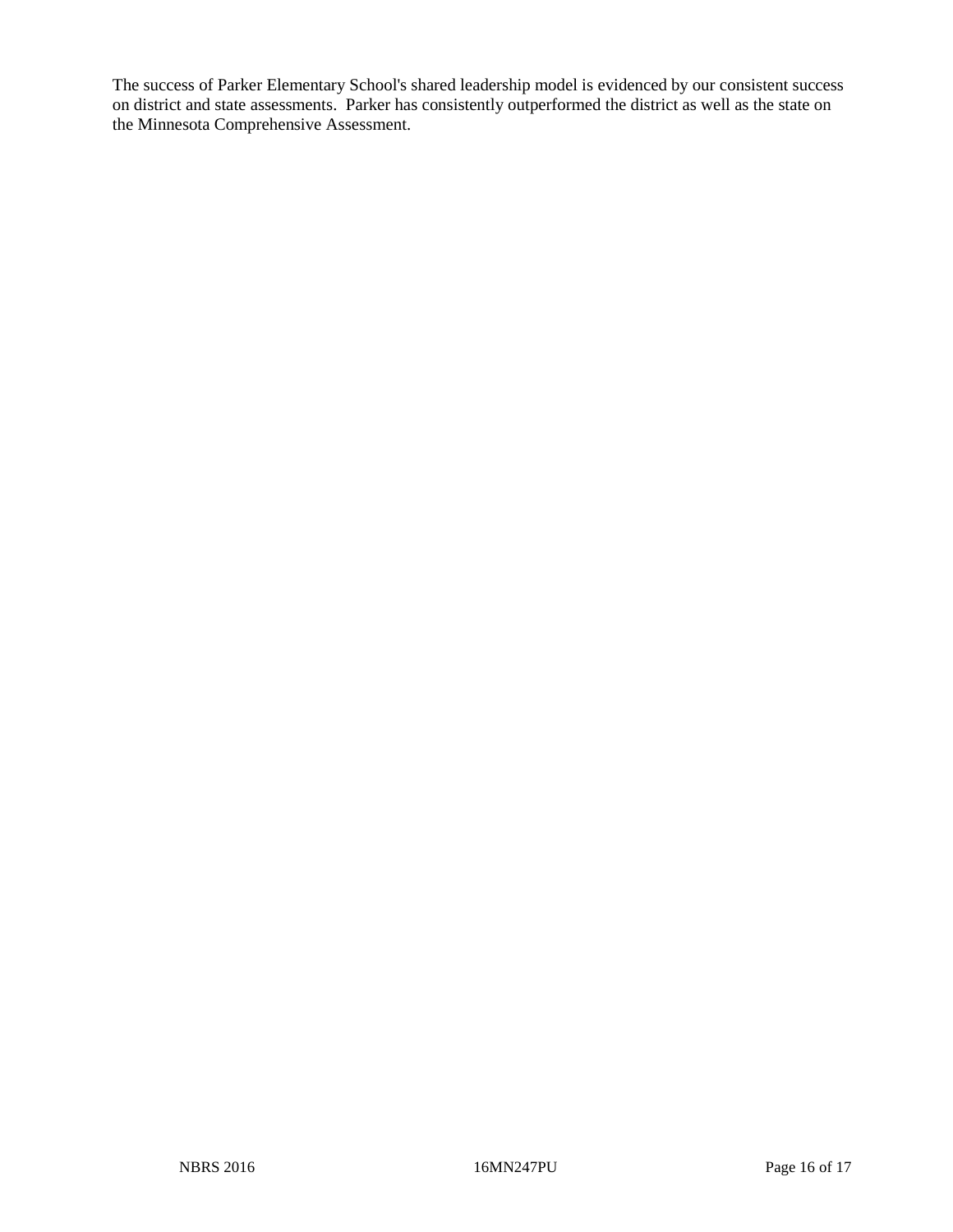The success of Parker Elementary School's shared leadership model is evidenced by our consistent success on district and state assessments.  Parker has consistently outperformed the district as well as the state on the Minnesota Comprehensive Assessment.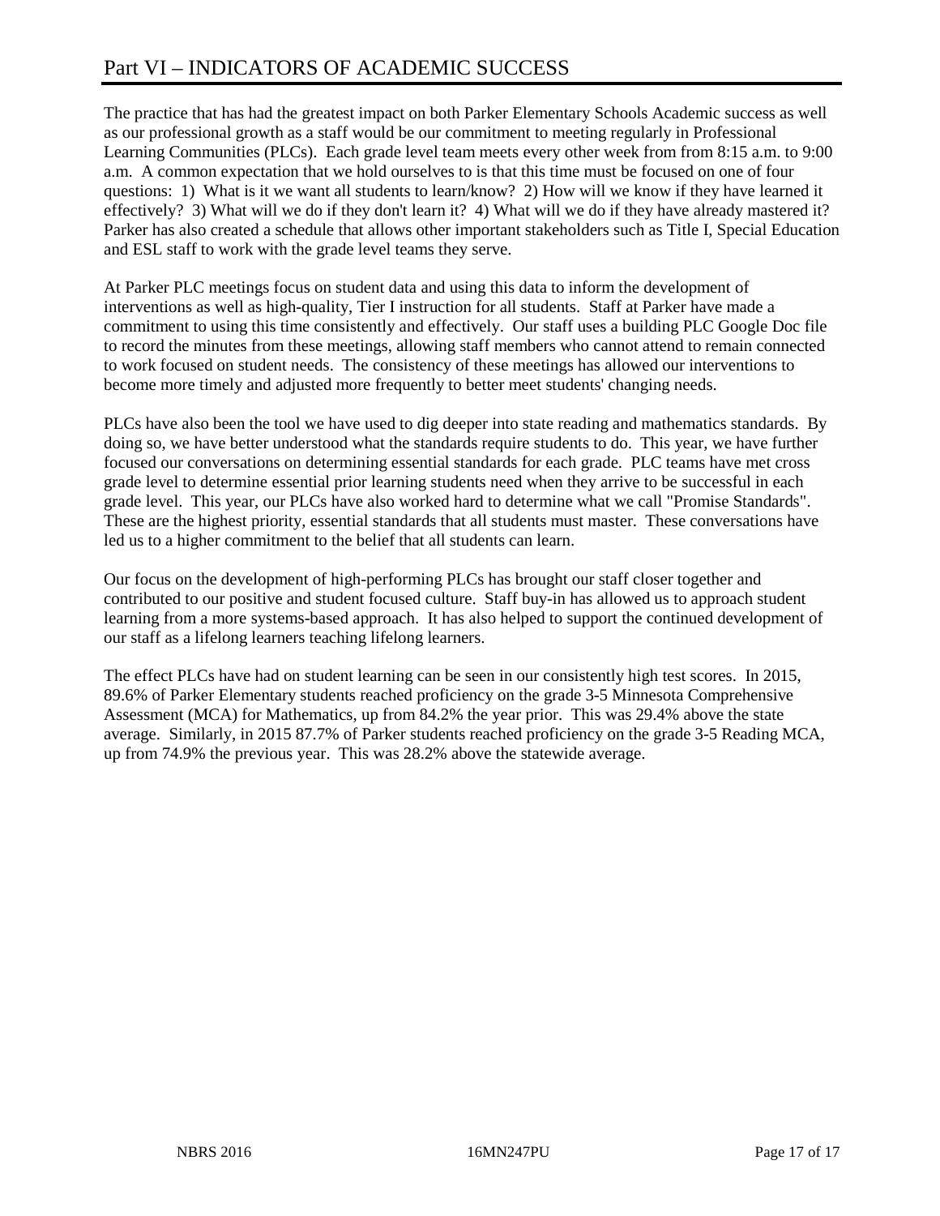# Part VI – INDICATORS OF ACADEMIC SUCCESS

The practice that has had the greatest impact on both Parker Elementary Schools Academic success as well as our professional growth as a staff would be our commitment to meeting regularly in Professional Learning Communities (PLCs). Each grade level team meets every other week from from 8:15 a.m. to 9:00 a.m. A common expectation that we hold ourselves to is that this time must be focused on one of four questions: 1) What is it we want all students to learn/know? 2) How will we know if they have learned it effectively? 3) What will we do if they don't learn it? 4) What will we do if they have already mastered it? Parker has also created a schedule that allows other important stakeholders such as Title I, Special Education and ESL staff to work with the grade level teams they serve.

At Parker PLC meetings focus on student data and using this data to inform the development of interventions as well as high-quality, Tier I instruction for all students. Staff at Parker have made a commitment to using this time consistently and effectively. Our staff uses a building PLC Google Doc file to record the minutes from these meetings, allowing staff members who cannot attend to remain connected to work focused on student needs. The consistency of these meetings has allowed our interventions to become more timely and adjusted more frequently to better meet students' changing needs.

PLCs have also been the tool we have used to dig deeper into state reading and mathematics standards. By doing so, we have better understood what the standards require students to do. This year, we have further focused our conversations on determining essential standards for each grade. PLC teams have met cross grade level to determine essential prior learning students need when they arrive to be successful in each grade level. This year, our PLCs have also worked hard to determine what we call "Promise Standards". These are the highest priority, essential standards that all students must master. These conversations have led us to a higher commitment to the belief that all students can learn.

Our focus on the development of high-performing PLCs has brought our staff closer together and contributed to our positive and student focused culture. Staff buy-in has allowed us to approach student learning from a more systems-based approach. It has also helped to support the continued development of our staff as a lifelong learners teaching lifelong learners.

The effect PLCs have had on student learning can be seen in our consistently high test scores. In 2015, 89.6% of Parker Elementary students reached proficiency on the grade 3-5 Minnesota Comprehensive Assessment (MCA) for Mathematics, up from 84.2% the year prior. This was 29.4% above the state average. Similarly, in 2015 87.7% of Parker students reached proficiency on the grade 3-5 Reading MCA, up from 74.9% the previous year. This was 28.2% above the statewide average.